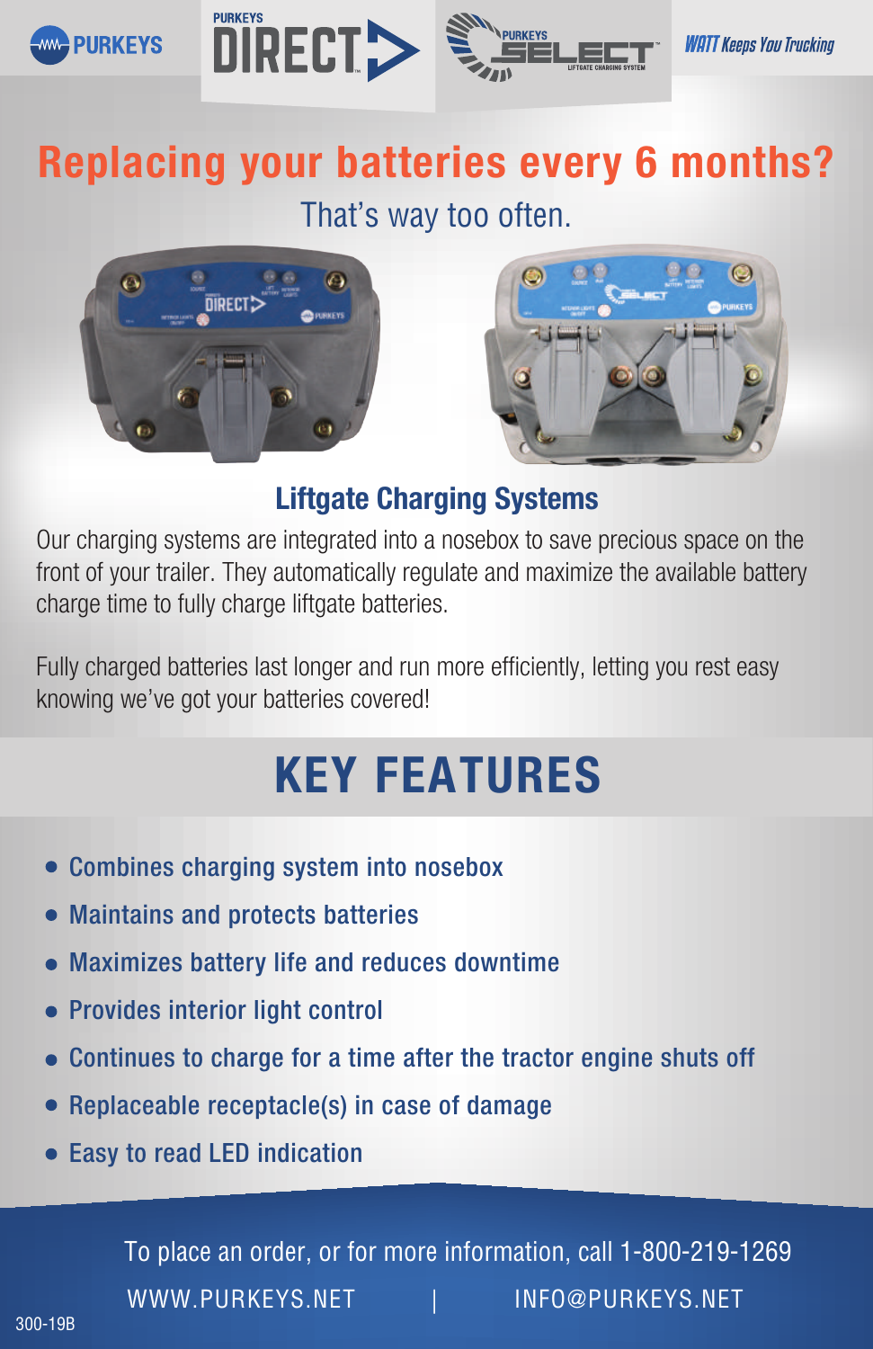PURKEYS | PURKEYS DIRECT | PURKEYS SELECT LIFTGATE CHARGING SYSTEM | *WATT Keeps You Trucking*

# Replacing your batteries every 6 months?

That's way too often.

## Liftgate Charging Systems

Our charging systems are integrated into a nosebox to save precious space on the front of your trailer. They automatically regulate and maximize the available battery charge time to fully charge liftgate batteries.

Fully charged batteries last longer and run more efficiently, letting you rest easy knowing we've got your batteries covered!

# KEY FEATURES

- Combines charging system into nosebox
- Maintains and protects batteries
- Maximizes battery life and reduces downtime
- Provides interior light control
- Continues to charge for a time after the tractor engine shuts off
- Replaceable receptacle(s) in case of damage
- Easy to read LED indication

To place an order, or for more information, call 1-800-219-1269

WWW.PURKEYS.NET | INFO@PURKEYS.NET

300-19B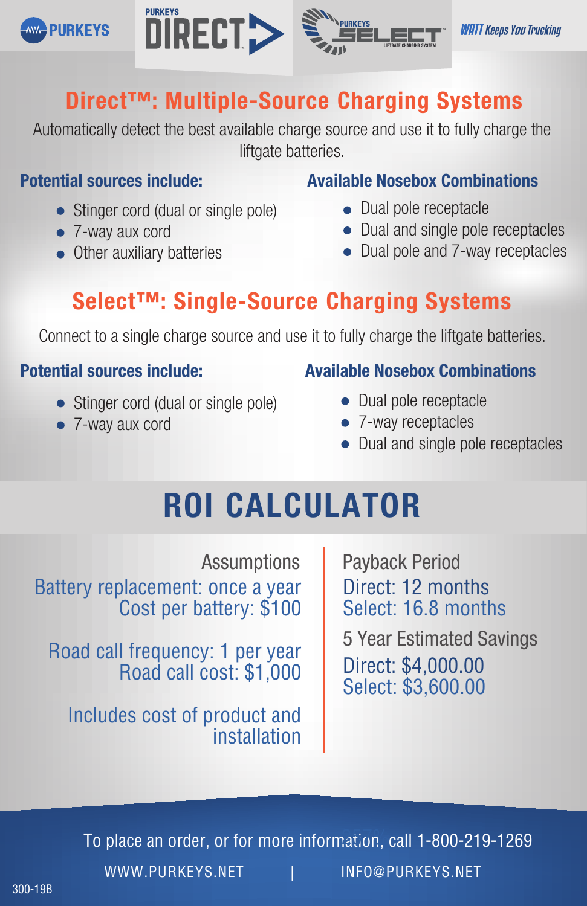PURKEYS | PURKEYS DIRECT | PURKEYS SELECT LIFTGATE CHARGING SYSTEM | *WATT Keeps You Trucking*

## Direct™: Multiple-Source Charging Systems

Automatically detect the best available charge source and use it to fully charge the liftgate batteries.

### Potential sources include:

- Stinger cord (dual or single pole)
- 7-way aux cord
- Other auxiliary batteries

### Available Nosebox Combinations

- Dual pole receptacle
- Dual and single pole receptacles
- Dual pole and 7-way receptacles

## Select™: Single-Source Charging Systems

Connect to a single charge source and use it to fully charge the liftgate batteries.

### Potential sources include:

- Stinger cord (dual or single pole)
- 7-way aux cord

### Available Nosebox Combinations

- Dual pole receptacle
- 7-way receptacles
- Dual and single pole receptacles

# ROI CALCULATOR

Assumptions

Battery replacement: once a year
Cost per battery: $100

Road call frequency: 1 per year
Road call cost: $1,000

Includes cost of product and installation

Payback Period

Direct: 12 months
Select: 16.8 months

5 Year Estimated Savings

Direct: $4,000.00
Select: $3,600.00

To place an order, or for more information, call 1-800-219-1269

WWW.PURKEYS.NET | INFO@PURKEYS.NET

300-19B